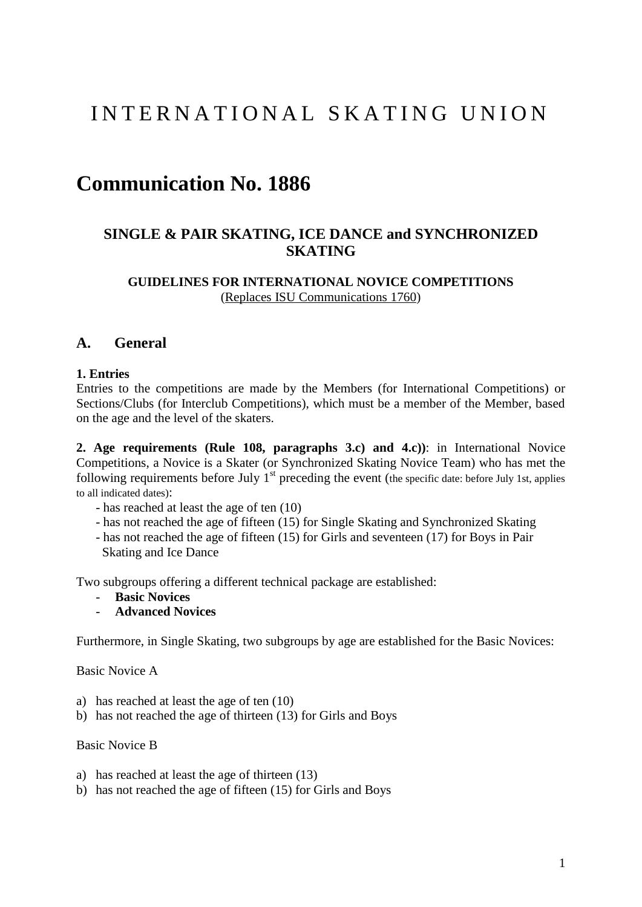# INTERNATIONAL SKATING UNION

# Communication No. 1886

## SINGLE & PAIR SKATING, ICE DANCE and SYNCHRONIZED SKATING

### GUIDELINES FOR INTERNATIONAL NOVICE COMPETITIONS

(Replaces ISU Communications 1760)

## A. General

**1. Entries**

Entries to the competitions are made by the Members (for International Competitions) or Sections/Clubs (for Interclub Competitions), which must be a member of the Member, based on the age and the level of the skaters.

**2. Age requirements (Rule 108, paragraphs 3.c) and 4.c))**: in International Novice Competitions, a Novice is a Skater (or Synchronized Skating Novice Team) who has met the following requirements before July 1st preceding the event (the specific date: before July 1st, applies to all indicated dates):

- has reached at least the age of ten (10)
- has not reached the age of fifteen (15) for Single Skating and Synchronized Skating
- has not reached the age of fifteen (15) for Girls and seventeen (17) for Boys in Pair Skating and Ice Dance

Two subgroups offering a different technical package are established:

- **Basic Novices**
- **Advanced Novices**

Furthermore, in Single Skating, two subgroups by age are established for the Basic Novices:

Basic Novice A

a) has reached at least the age of ten (10)
b) has not reached the age of thirteen (13) for Girls and Boys

Basic Novice B

a) has reached at least the age of thirteen (13)
b) has not reached the age of fifteen (15) for Girls and Boys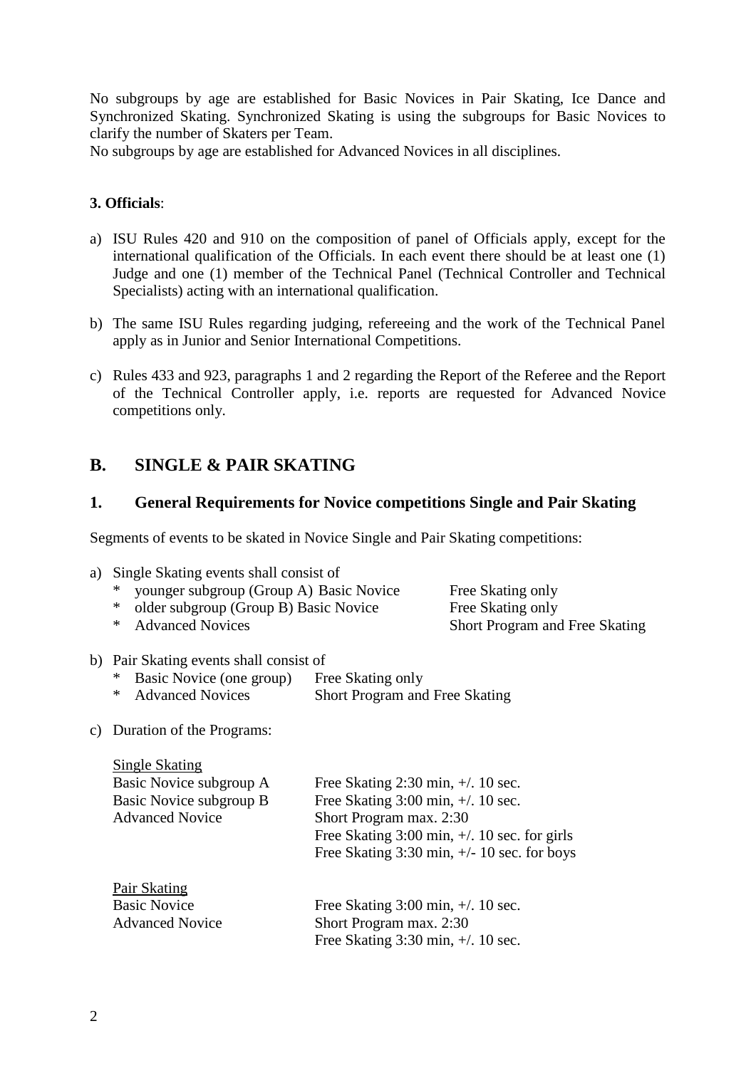No subgroups by age are established for Basic Novices in Pair Skating, Ice Dance and Synchronized Skating. Synchronized Skating is using the subgroups for Basic Novices to clarify the number of Skaters per Team.
No subgroups by age are established for Advanced Novices in all disciplines.

**3. Officials**:

a) ISU Rules 420 and 910 on the composition of panel of Officials apply, except for the international qualification of the Officials. In each event there should be at least one (1) Judge and one (1) member of the Technical Panel (Technical Controller and Technical Specialists) acting with an international qualification.

b) The same ISU Rules regarding judging, refereeing and the work of the Technical Panel apply as in Junior and Senior International Competitions.

c) Rules 433 and 923, paragraphs 1 and 2 regarding the Report of the Referee and the Report of the Technical Controller apply, i.e. reports are requested for Advanced Novice competitions only.

## B. SINGLE & PAIR SKATING

### 1. General Requirements for Novice competitions Single and Pair Skating

Segments of events to be skated in Novice Single and Pair Skating competitions:

a) Single Skating events shall consist of

| | |
|---|---|
| * younger subgroup (Group A) Basic Novice | Free Skating only |
| * older subgroup (Group B) Basic Novice | Free Skating only |
| * Advanced Novices | Short Program and Free Skating |

b) Pair Skating events shall consist of

| | |
|---|---|
| * Basic Novice (one group) | Free Skating only |
| * Advanced Novices | Short Program and Free Skating |

c) Duration of the Programs:

<u>Single Skating</u>

| | |
|---|---|
| Basic Novice subgroup A | Free Skating 2:30 min, +/. 10 sec. |
| Basic Novice subgroup B | Free Skating 3:00 min, +/. 10 sec. |
| Advanced Novice | Short Program max. 2:30 |
| | Free Skating 3:00 min, +/. 10 sec. for girls |
| | Free Skating 3:30 min, +/- 10 sec. for boys |

<u>Pair Skating</u>

| | |
|---|---|
| Basic Novice | Free Skating 3:00 min, +/. 10 sec. |
| Advanced Novice | Short Program max. 2:30 |
| | Free Skating 3:30 min, +/. 10 sec. |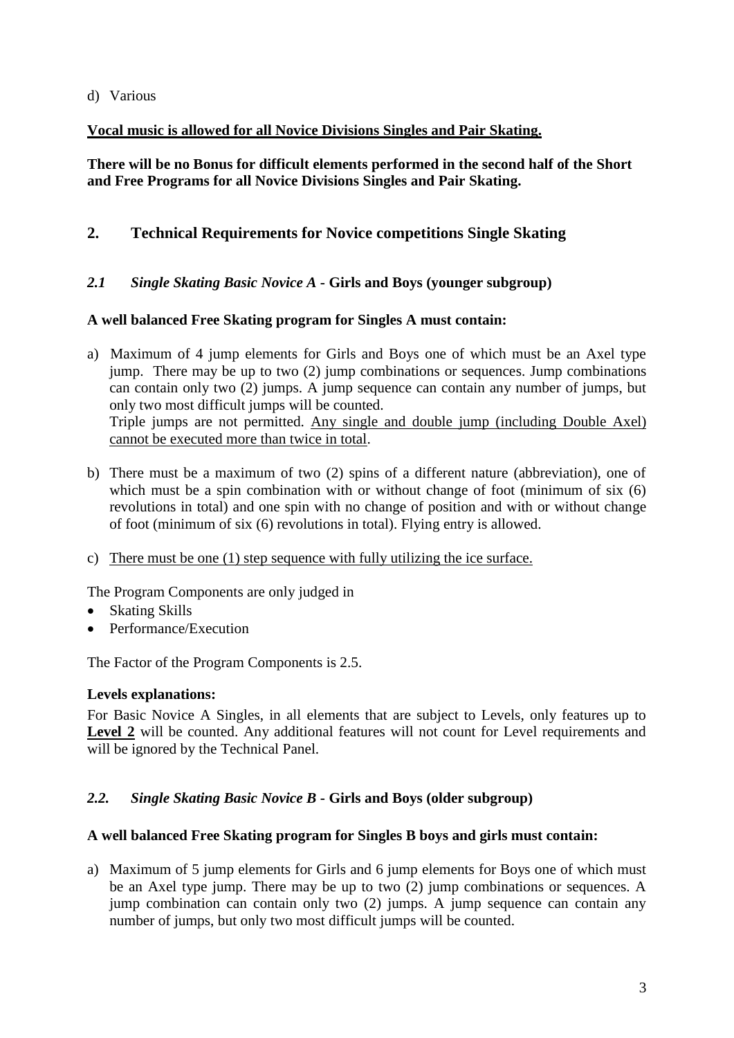d) Various

**Vocal music is allowed for all Novice Divisions Singles and Pair Skating.**

**There will be no Bonus for difficult elements performed in the second half of the Short and Free Programs for all Novice Divisions Singles and Pair Skating.**

## 2. Technical Requirements for Novice competitions Single Skating

### *2.1 Single Skating Basic Novice A* - Girls and Boys (younger subgroup)

**A well balanced Free Skating program for Singles A must contain:**

a) Maximum of 4 jump elements for Girls and Boys one of which must be an Axel type jump. There may be up to two (2) jump combinations or sequences. Jump combinations can contain only two (2) jumps. A jump sequence can contain any number of jumps, but only two most difficult jumps will be counted.
   Triple jumps are not permitted. Any single and double jump (including Double Axel) cannot be executed more than twice in total.

b) There must be a maximum of two (2) spins of a different nature (abbreviation), one of which must be a spin combination with or without change of foot (minimum of six (6) revolutions in total) and one spin with no change of position and with or without change of foot (minimum of six (6) revolutions in total). Flying entry is allowed.

c) There must be one (1) step sequence with fully utilizing the ice surface.

The Program Components are only judged in

- Skating Skills
- Performance/Execution

The Factor of the Program Components is 2.5.

**Levels explanations:**

For Basic Novice A Singles, in all elements that are subject to Levels, only features up to **Level 2** will be counted. Any additional features will not count for Level requirements and will be ignored by the Technical Panel.

### *2.2. Single Skating Basic Novice B* - Girls and Boys (older subgroup)

**A well balanced Free Skating program for Singles B boys and girls must contain:**

a) Maximum of 5 jump elements for Girls and 6 jump elements for Boys one of which must be an Axel type jump. There may be up to two (2) jump combinations or sequences. A jump combination can contain only two (2) jumps. A jump sequence can contain any number of jumps, but only two most difficult jumps will be counted.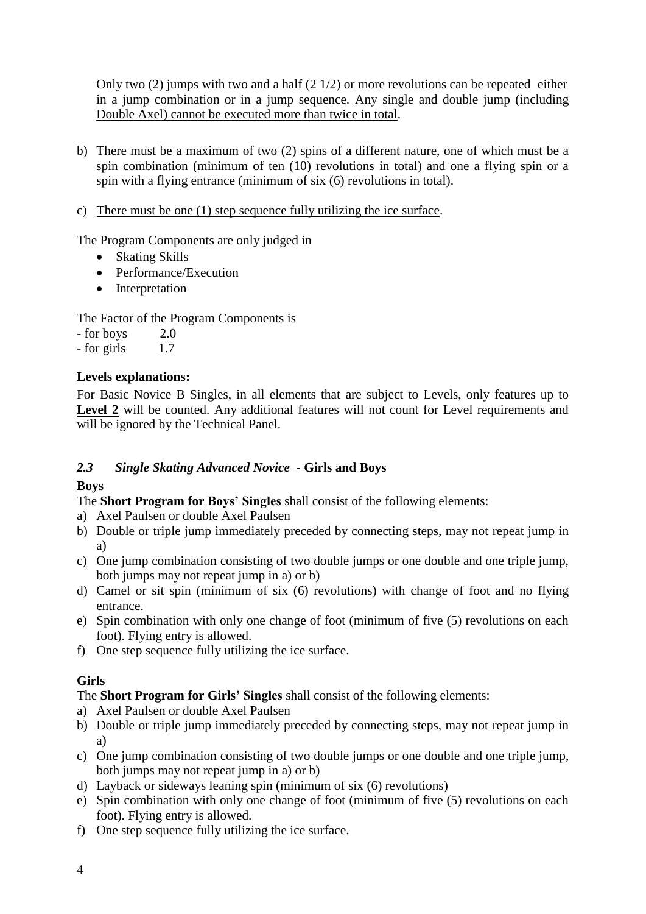Only two (2) jumps with two and a half (2 1/2) or more revolutions can be repeated either in a jump combination or in a jump sequence. <u>Any single and double jump (including Double Axel) cannot be executed more than twice in total</u>.

b) There must be a maximum of two (2) spins of a different nature, one of which must be a spin combination (minimum of ten (10) revolutions in total) and one a flying spin or a spin with a flying entrance (minimum of six (6) revolutions in total).

c) <u>There must be one (1) step sequence fully utilizing the ice surface</u>.

The Program Components are only judged in

- Skating Skills
- Performance/Execution
- Interpretation

The Factor of the Program Components is

- for boys 2.0
- for girls 1.7

**Levels explanations:**

For Basic Novice B Singles, in all elements that are subject to Levels, only features up to **<u>Level 2</u>** will be counted. Any additional features will not count for Level requirements and will be ignored by the Technical Panel.

### *2.3 Single Skating Advanced Novice* - Girls and Boys

**Boys**

The **Short Program for Boys' Singles** shall consist of the following elements:

a) Axel Paulsen or double Axel Paulsen
b) Double or triple jump immediately preceded by connecting steps, may not repeat jump in a)
c) One jump combination consisting of two double jumps or one double and one triple jump, both jumps may not repeat jump in a) or b)
d) Camel or sit spin (minimum of six (6) revolutions) with change of foot and no flying entrance.
e) Spin combination with only one change of foot (minimum of five (5) revolutions on each foot). Flying entry is allowed.
f) One step sequence fully utilizing the ice surface.

**Girls**

The **Short Program for Girls' Singles** shall consist of the following elements:

a) Axel Paulsen or double Axel Paulsen
b) Double or triple jump immediately preceded by connecting steps, may not repeat jump in a)
c) One jump combination consisting of two double jumps or one double and one triple jump, both jumps may not repeat jump in a) or b)
d) Layback or sideways leaning spin (minimum of six (6) revolutions)
e) Spin combination with only one change of foot (minimum of five (5) revolutions on each foot). Flying entry is allowed.
f) One step sequence fully utilizing the ice surface.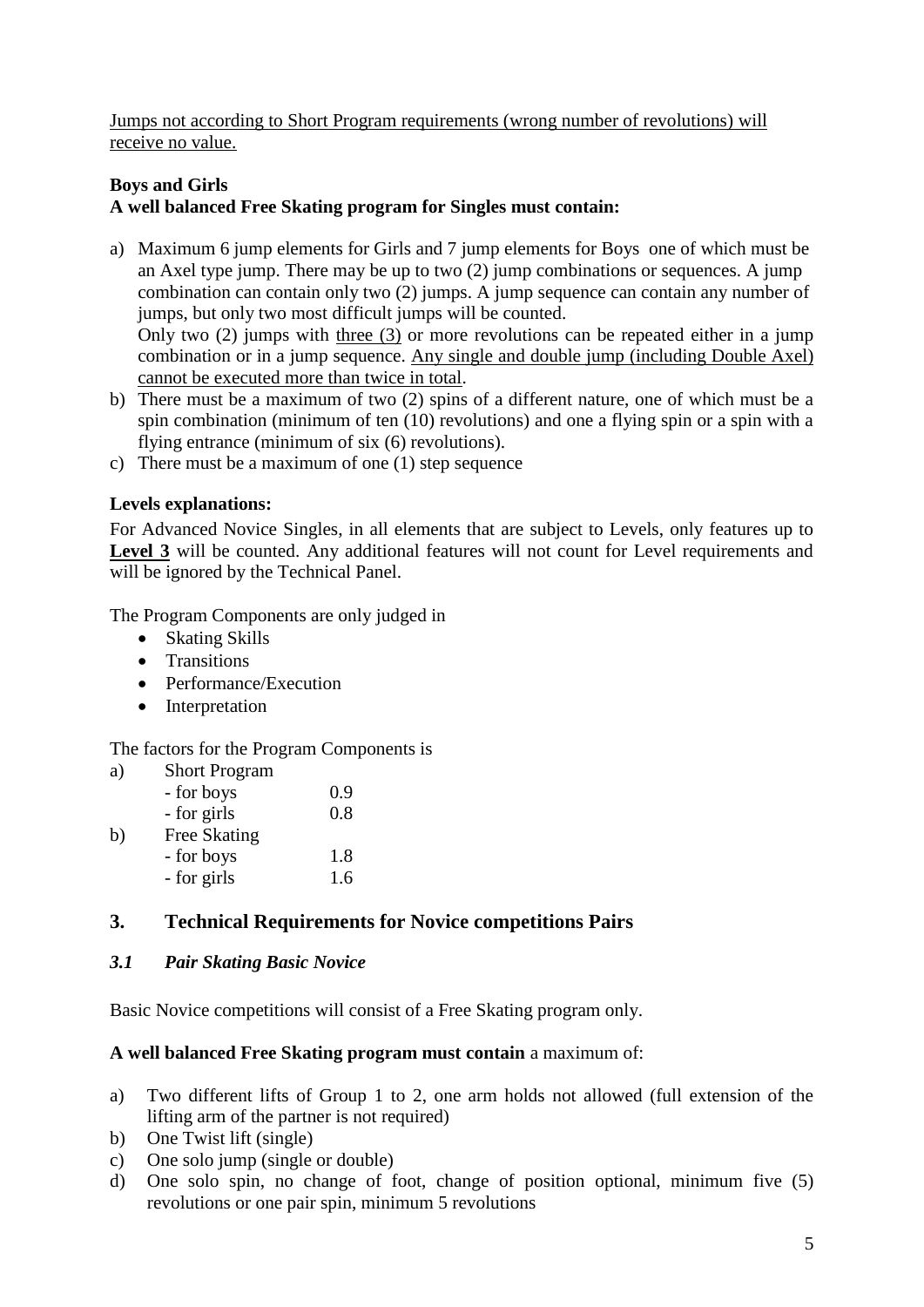<u>Jumps not according to Short Program requirements (wrong number of revolutions) will receive no value.</u>

**Boys and Girls**
**A well balanced Free Skating program for Singles must contain:**

a) Maximum 6 jump elements for Girls and 7 jump elements for Boys one of which must be an Axel type jump. There may be up to two (2) jump combinations or sequences. A jump combination can contain only two (2) jumps. A jump sequence can contain any number of jumps, but only two most difficult jumps will be counted.
   Only two (2) jumps with <u>three (3)</u> or more revolutions can be repeated either in a jump combination or in a jump sequence. <u>Any single and double jump (including Double Axel) cannot be executed more than twice in total</u>.
b) There must be a maximum of two (2) spins of a different nature, one of which must be a spin combination (minimum of ten (10) revolutions) and one a flying spin or a spin with a flying entrance (minimum of six (6) revolutions).
c) There must be a maximum of one (1) step sequence

**Levels explanations:**

For Advanced Novice Singles, in all elements that are subject to Levels, only features up to **<u>Level 3</u>** will be counted. Any additional features will not count for Level requirements and will be ignored by the Technical Panel.

The Program Components are only judged in

- Skating Skills
- Transitions
- Performance/Execution
- Interpretation

The factors for the Program Components is

a) Short Program
   - for boys 0.9
   - for girls 0.8
b) Free Skating
   - for boys 1.8
   - for girls 1.6

## 3. Technical Requirements for Novice competitions Pairs

### *3.1 Pair Skating Basic Novice*

Basic Novice competitions will consist of a Free Skating program only.

**A well balanced Free Skating program must contain** a maximum of:

a) Two different lifts of Group 1 to 2, one arm holds not allowed (full extension of the lifting arm of the partner is not required)
b) One Twist lift (single)
c) One solo jump (single or double)
d) One solo spin, no change of foot, change of position optional, minimum five (5) revolutions or one pair spin, minimum 5 revolutions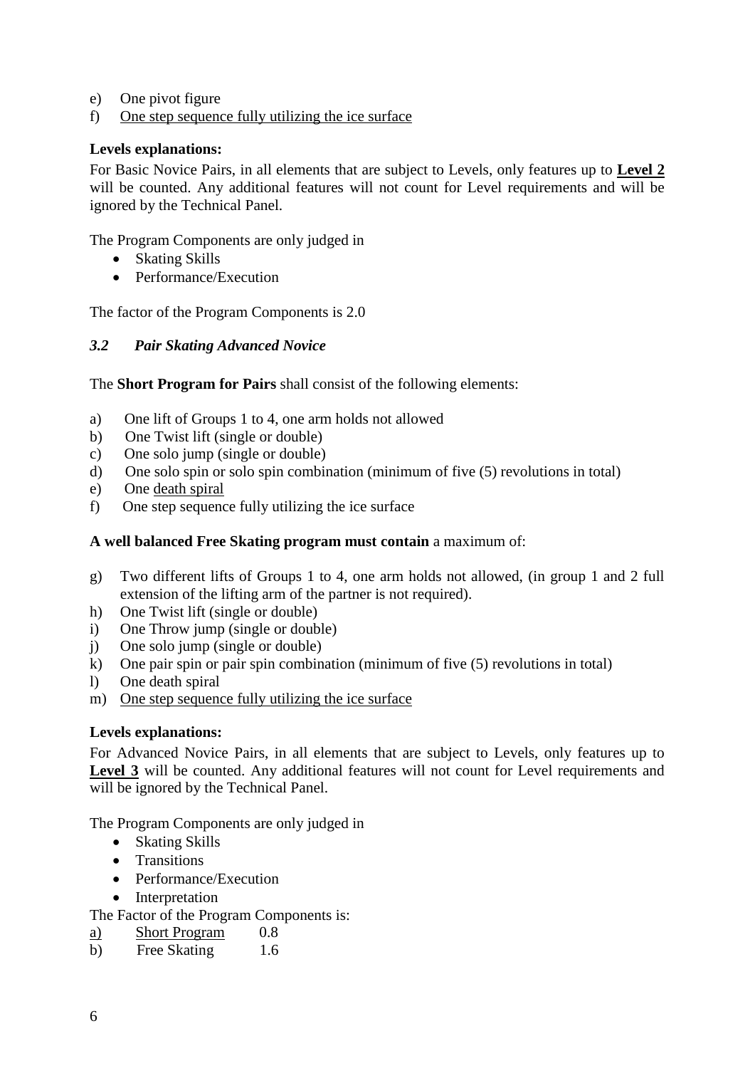e) One pivot figure
f) <u>One step sequence fully utilizing the ice surface</u>

**Levels explanations:**

For Basic Novice Pairs, in all elements that are subject to Levels, only features up to **<u>Level 2</u>** will be counted. Any additional features will not count for Level requirements and will be ignored by the Technical Panel.

The Program Components are only judged in

- Skating Skills
- Performance/Execution

The factor of the Program Components is 2.0

### *3.2 Pair Skating Advanced Novice*

The **Short Program for Pairs** shall consist of the following elements:

a) One lift of Groups 1 to 4, one arm holds not allowed
b) One Twist lift (single or double)
c) One solo jump (single or double)
d) One solo spin or solo spin combination (minimum of five (5) revolutions in total)
e) One <u>death spiral</u>
f) One step sequence fully utilizing the ice surface

**A well balanced Free Skating program must contain** a maximum of:

g) Two different lifts of Groups 1 to 4, one arm holds not allowed, (in group 1 and 2 full extension of the lifting arm of the partner is not required).
h) One Twist lift (single or double)
i) One Throw jump (single or double)
j) One solo jump (single or double)
k) One pair spin or pair spin combination (minimum of five (5) revolutions in total)
l) One death spiral
m) <u>One step sequence fully utilizing the ice surface</u>

**Levels explanations:**

For Advanced Novice Pairs, in all elements that are subject to Levels, only features up to **<u>Level 3</u>** will be counted. Any additional features will not count for Level requirements and will be ignored by the Technical Panel.

The Program Components are only judged in

- Skating Skills
- Transitions
- Performance/Execution
- Interpretation

The Factor of the Program Components is:

<u>a)</u> <u>Short Program</u> 0.8
b) Free Skating 1.6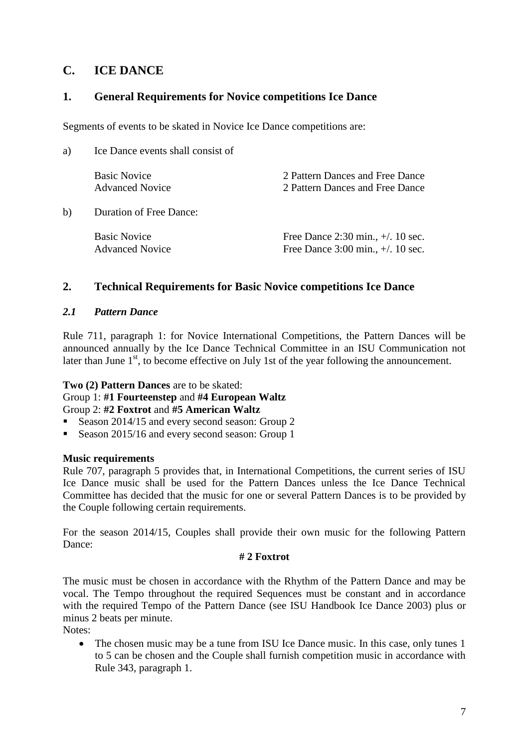## C. ICE DANCE

### 1. General Requirements for Novice competitions Ice Dance

Segments of events to be skated in Novice Ice Dance competitions are:

a) Ice Dance events shall consist of

| | |
|---|---|
| Basic Novice | 2 Pattern Dances and Free Dance |
| Advanced Novice | 2 Pattern Dances and Free Dance |

b) Duration of Free Dance:

| | |
|---|---|
| Basic Novice | Free Dance 2:30 min., +/. 10 sec. |
| Advanced Novice | Free Dance 3:00 min., +/. 10 sec. |

### 2. Technical Requirements for Basic Novice competitions Ice Dance

#### *2.1 Pattern Dance*

Rule 711, paragraph 1: for Novice International Competitions, the Pattern Dances will be announced annually by the Ice Dance Technical Committee in an ISU Communication not later than June 1st, to become effective on July 1st of the year following the announcement.

**Two (2) Pattern Dances** are to be skated:
Group 1: **#1 Fourteenstep** and **#4 European Waltz**
Group 2: **#2 Foxtrot** and **#5 American Waltz**

- Season 2014/15 and every second season: Group 2
- Season 2015/16 and every second season: Group 1

**Music requirements**
Rule 707, paragraph 5 provides that, in International Competitions, the current series of ISU Ice Dance music shall be used for the Pattern Dances unless the Ice Dance Technical Committee has decided that the music for one or several Pattern Dances is to be provided by the Couple following certain requirements.

For the season 2014/15, Couples shall provide their own music for the following Pattern Dance:

**# 2 Foxtrot**

The music must be chosen in accordance with the Rhythm of the Pattern Dance and may be vocal. The Tempo throughout the required Sequences must be constant and in accordance with the required Tempo of the Pattern Dance (see ISU Handbook Ice Dance 2003) plus or minus 2 beats per minute.
Notes:

- The chosen music may be a tune from ISU Ice Dance music. In this case, only tunes 1 to 5 can be chosen and the Couple shall furnish competition music in accordance with Rule 343, paragraph 1.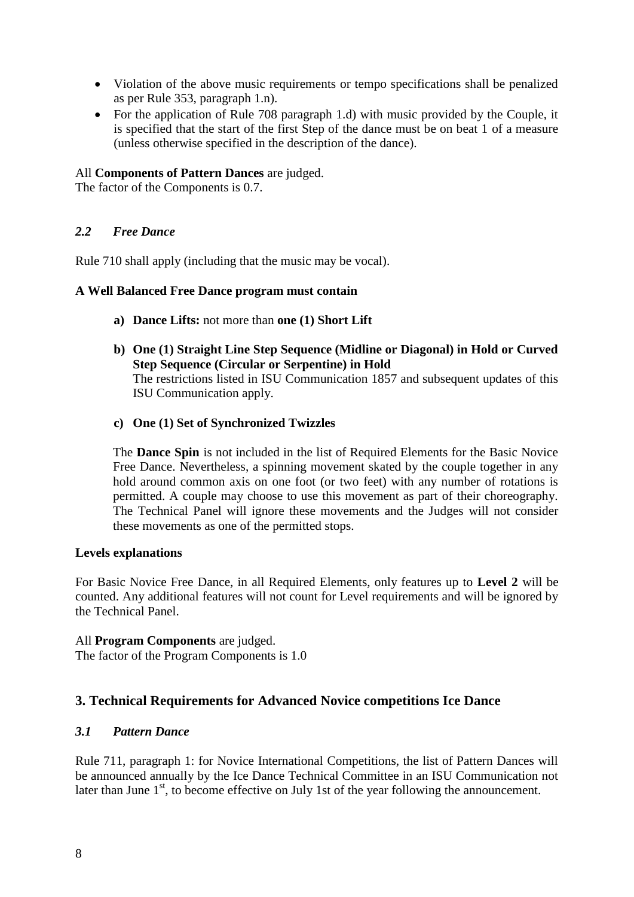- Violation of the above music requirements or tempo specifications shall be penalized as per Rule 353, paragraph 1.n).
- For the application of Rule 708 paragraph 1.d) with music provided by the Couple, it is specified that the start of the first Step of the dance must be on beat 1 of a measure (unless otherwise specified in the description of the dance).

All **Components of Pattern Dances** are judged.
The factor of the Components is 0.7.

### *2.2 Free Dance*

Rule 710 shall apply (including that the music may be vocal).

**A Well Balanced Free Dance program must contain**

a) **Dance Lifts:** not more than **one (1) Short Lift**

b) **One (1) Straight Line Step Sequence (Midline or Diagonal) in Hold or Curved Step Sequence (Circular or Serpentine) in Hold**
The restrictions listed in ISU Communication 1857 and subsequent updates of this ISU Communication apply.

c) **One (1) Set of Synchronized Twizzles**

The **Dance Spin** is not included in the list of Required Elements for the Basic Novice Free Dance. Nevertheless, a spinning movement skated by the couple together in any hold around common axis on one foot (or two feet) with any number of rotations is permitted. A couple may choose to use this movement as part of their choreography. The Technical Panel will ignore these movements and the Judges will not consider these movements as one of the permitted stops.

**Levels explanations**

For Basic Novice Free Dance, in all Required Elements, only features up to **Level 2** will be counted. Any additional features will not count for Level requirements and will be ignored by the Technical Panel.

All **Program Components** are judged.
The factor of the Program Components is 1.0

## 3. Technical Requirements for Advanced Novice competitions Ice Dance

### *3.1 Pattern Dance*

Rule 711, paragraph 1: for Novice International Competitions, the list of Pattern Dances will be announced annually by the Ice Dance Technical Committee in an ISU Communication not later than June 1st, to become effective on July 1st of the year following the announcement.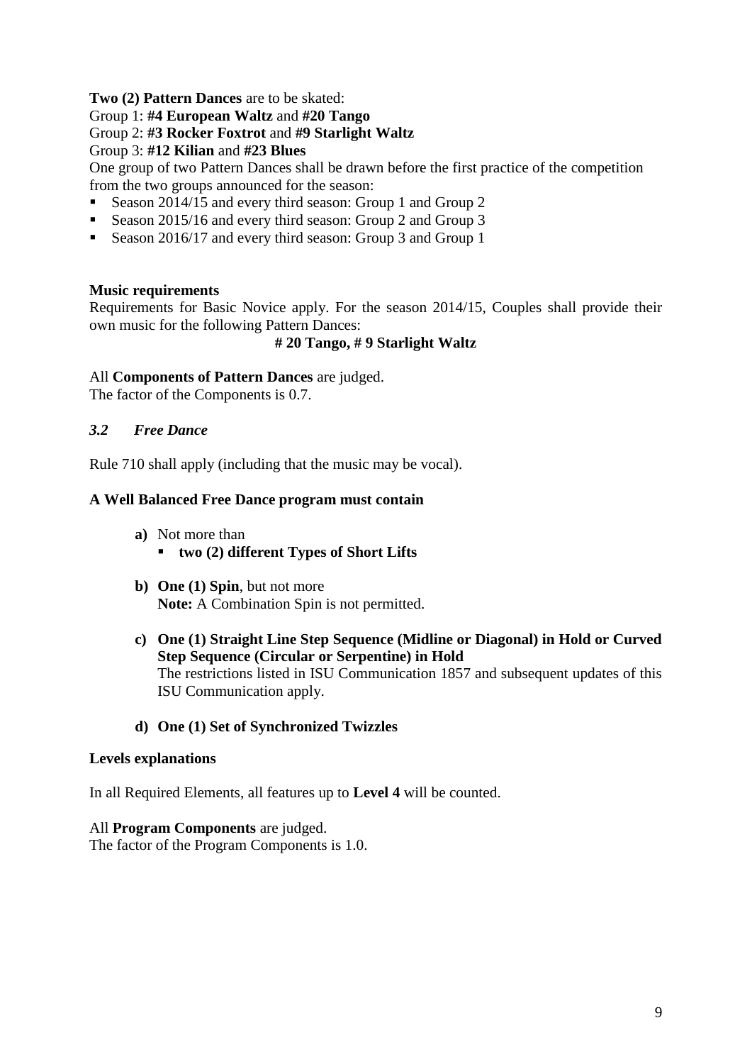**Two (2) Pattern Dances** are to be skated:
Group 1: **#4 European Waltz** and **#20 Tango**
Group 2: **#3 Rocker Foxtrot** and **#9 Starlight Waltz**
Group 3: **#12 Kilian** and **#23 Blues**
One group of two Pattern Dances shall be drawn before the first practice of the competition from the two groups announced for the season:

- Season 2014/15 and every third season: Group 1 and Group 2
- Season 2015/16 and every third season: Group 2 and Group 3
- Season 2016/17 and every third season: Group 3 and Group 1

**Music requirements**
Requirements for Basic Novice apply. For the season 2014/15, Couples shall provide their own music for the following Pattern Dances:

**# 20 Tango, # 9 Starlight Waltz**

All **Components of Pattern Dances** are judged.
The factor of the Components is 0.7.

### *3.2 Free Dance*

Rule 710 shall apply (including that the music may be vocal).

**A Well Balanced Free Dance program must contain**

**a)** Not more than
- **two (2) different Types of Short Lifts**

**b)** **One (1) Spin**, but not more
**Note:** A Combination Spin is not permitted.

**c)** **One (1) Straight Line Step Sequence (Midline or Diagonal) in Hold or Curved Step Sequence (Circular or Serpentine) in Hold**
The restrictions listed in ISU Communication 1857 and subsequent updates of this ISU Communication apply.

**d)** **One (1) Set of Synchronized Twizzles**

**Levels explanations**

In all Required Elements, all features up to **Level 4** will be counted.

All **Program Components** are judged.
The factor of the Program Components is 1.0.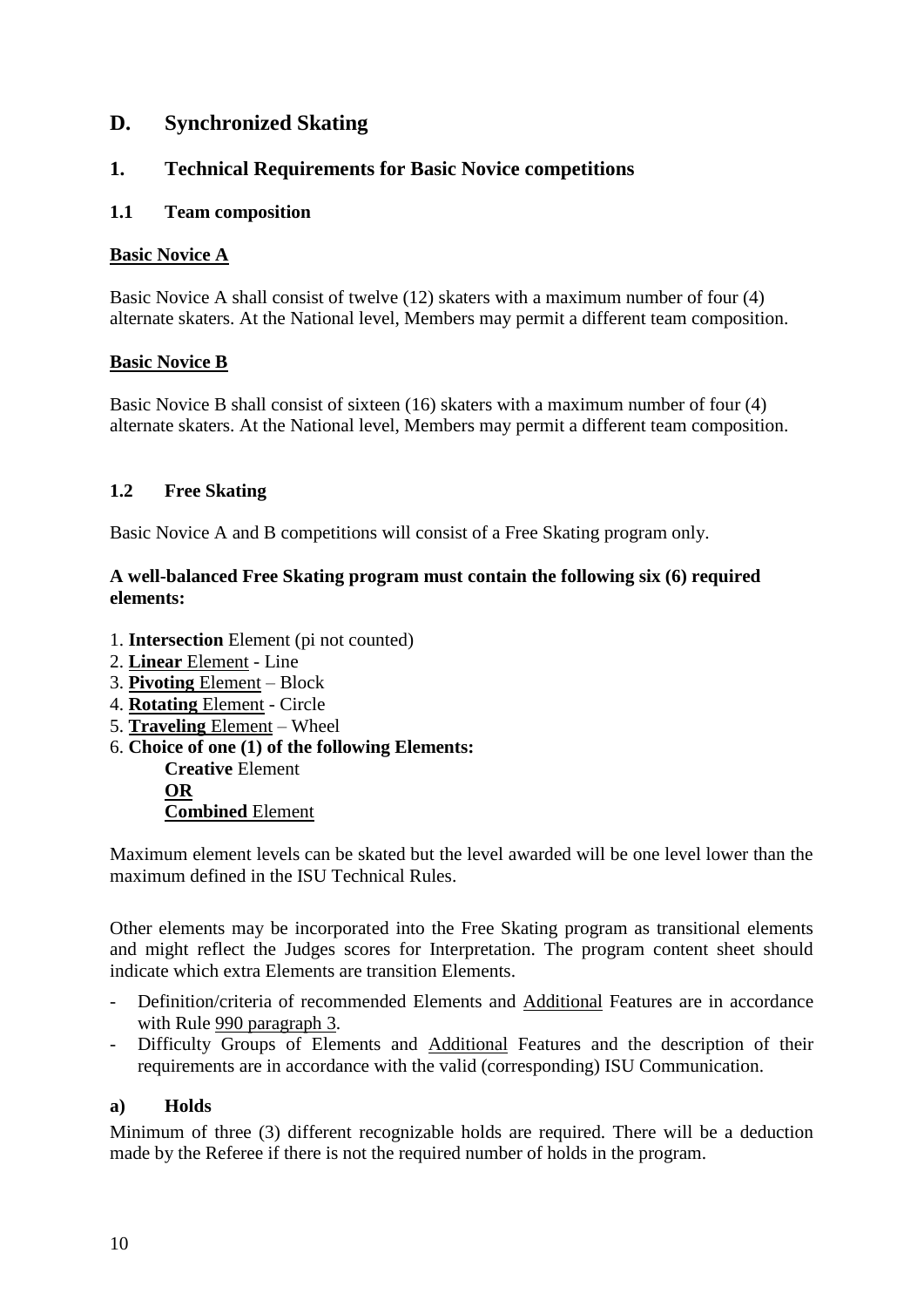## D. Synchronized Skating

### 1. Technical Requirements for Basic Novice competitions

#### 1.1 Team composition

**Basic Novice A**

Basic Novice A shall consist of twelve (12) skaters with a maximum number of four (4) alternate skaters. At the National level, Members may permit a different team composition.

**Basic Novice B**

Basic Novice B shall consist of sixteen (16) skaters with a maximum number of four (4) alternate skaters. At the National level, Members may permit a different team composition.

#### 1.2 Free Skating

Basic Novice A and B competitions will consist of a Free Skating program only.

**A well-balanced Free Skating program must contain the following six (6) required elements:**

1. **Intersection** Element (pi not counted)
2. **Linear** Element - Line
3. **Pivoting** Element – Block
4. **Rotating** Element - Circle
5. **Traveling** Element – Wheel
6. **Choice of one (1) of the following Elements:**
   **Creative** Element
   **OR**
   **Combined** Element

Maximum element levels can be skated but the level awarded will be one level lower than the maximum defined in the ISU Technical Rules.

Other elements may be incorporated into the Free Skating program as transitional elements and might reflect the Judges scores for Interpretation. The program content sheet should indicate which extra Elements are transition Elements.

- Definition/criteria of recommended Elements and Additional Features are in accordance with Rule 990 paragraph 3.
- Difficulty Groups of Elements and Additional Features and the description of their requirements are in accordance with the valid (corresponding) ISU Communication.

**a) Holds**

Minimum of three (3) different recognizable holds are required. There will be a deduction made by the Referee if there is not the required number of holds in the program.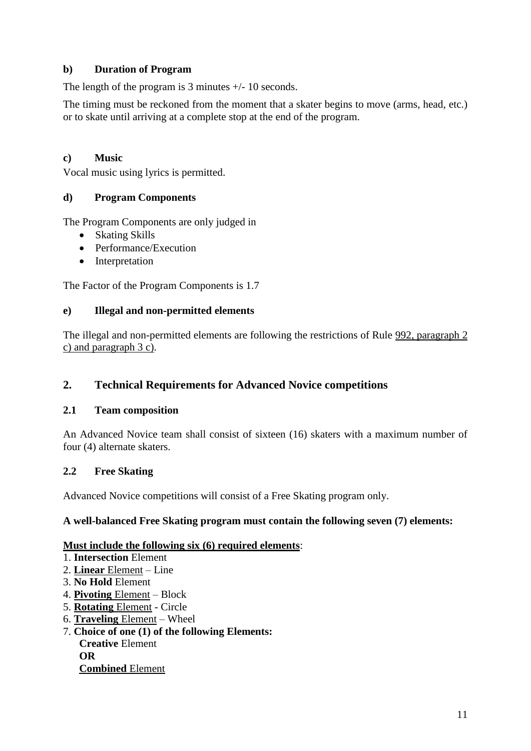### b) Duration of Program

The length of the program is 3 minutes +/- 10 seconds.

The timing must be reckoned from the moment that a skater begins to move (arms, head, etc.) or to skate until arriving at a complete stop at the end of the program.

### c) Music

Vocal music using lyrics is permitted.

### d) Program Components

The Program Components are only judged in

- Skating Skills
- Performance/Execution
- Interpretation

The Factor of the Program Components is 1.7

### e) Illegal and non-permitted elements

The illegal and non-permitted elements are following the restrictions of Rule 992, paragraph 2 c) and paragraph 3 c).

## 2. Technical Requirements for Advanced Novice competitions

### 2.1 Team composition

An Advanced Novice team shall consist of sixteen (16) skaters with a maximum number of four (4) alternate skaters.

### 2.2 Free Skating

Advanced Novice competitions will consist of a Free Skating program only.

**A well-balanced Free Skating program must contain the following seven (7) elements:**

**Must include the following six (6) required elements**:

1. **Intersection** Element
2. **Linear** Element – Line
3. **No Hold** Element
4. **Pivoting** Element – Block
5. **Rotating** Element - Circle
6. **Traveling** Element – Wheel
7. **Choice of one (1) of the following Elements:**
   **Creative** Element
   **OR**
   **Combined** Element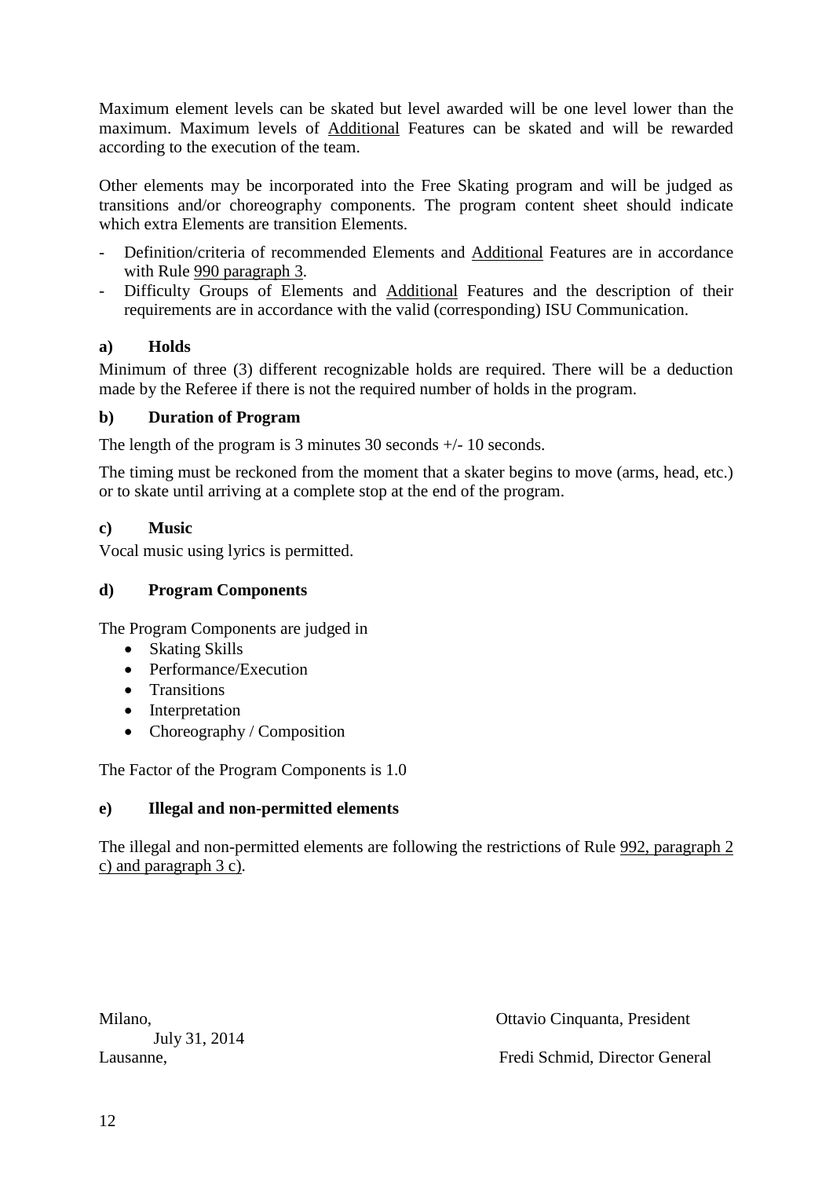Maximum element levels can be skated but level awarded will be one level lower than the maximum. Maximum levels of Additional Features can be skated and will be rewarded according to the execution of the team.

Other elements may be incorporated into the Free Skating program and will be judged as transitions and/or choreography components. The program content sheet should indicate which extra Elements are transition Elements.

- Definition/criteria of recommended Elements and Additional Features are in accordance with Rule 990 paragraph 3.
- Difficulty Groups of Elements and Additional Features and the description of their requirements are in accordance with the valid (corresponding) ISU Communication.

**a) Holds**

Minimum of three (3) different recognizable holds are required. There will be a deduction made by the Referee if there is not the required number of holds in the program.

**b) Duration of Program**

The length of the program is 3 minutes 30 seconds +/- 10 seconds.

The timing must be reckoned from the moment that a skater begins to move (arms, head, etc.) or to skate until arriving at a complete stop at the end of the program.

**c) Music**

Vocal music using lyrics is permitted.

**d) Program Components**

The Program Components are judged in

- Skating Skills
- Performance/Execution
- Transitions
- Interpretation
- Choreography / Composition

The Factor of the Program Components is 1.0

**e) Illegal and non-permitted elements**

The illegal and non-permitted elements are following the restrictions of Rule 992, paragraph 2 c) and paragraph 3 c).

Milano, July 31, 2014
Lausanne,

Ottavio Cinquanta, President

Fredi Schmid, Director General